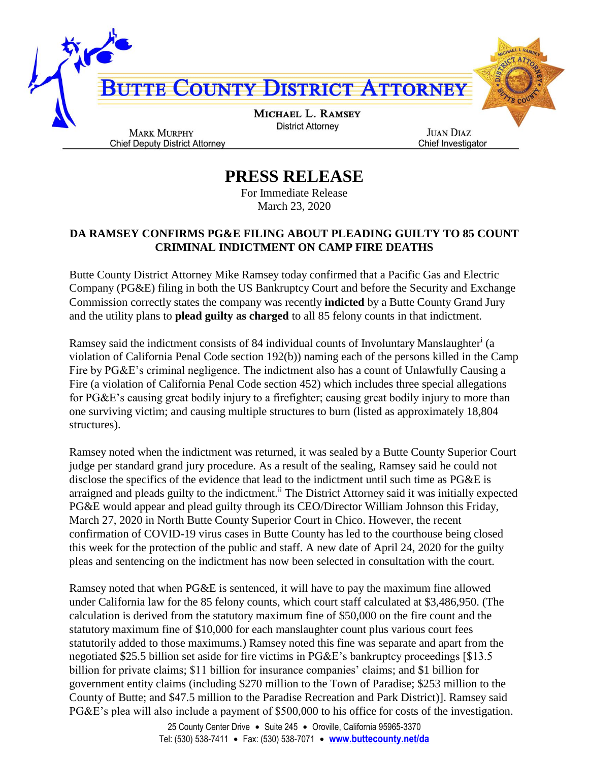# BUTTE COUNTY DISTRICT ATTORNEY

**MICHAEL L. RAMSEY**
District Attorney

MARK MURPHY
Chief Deputy District Attorney

JUAN DIAZ
Chief Investigator

# PRESS RELEASE

For Immediate Release
March 23, 2020

**DA RAMSEY CONFIRMS PG&E FILING ABOUT PLEADING GUILTY TO 85 COUNT CRIMINAL INDICTMENT ON CAMP FIRE DEATHS**

Butte County District Attorney Mike Ramsey today confirmed that a Pacific Gas and Electric Company (PG&E) filing in both the US Bankruptcy Court and before the Security and Exchange Commission correctly states the company was recently **indicted** by a Butte County Grand Jury and the utility plans to **plead guilty as charged** to all 85 felony counts in that indictment.

Ramsey said the indictment consists of 84 individual counts of Involuntary Manslaughter[i] (a violation of California Penal Code section 192(b)) naming each of the persons killed in the Camp Fire by PG&E's criminal negligence. The indictment also has a count of Unlawfully Causing a Fire (a violation of California Penal Code section 452) which includes three special allegations for PG&E's causing great bodily injury to a firefighter; causing great bodily injury to more than one surviving victim; and causing multiple structures to burn (listed as approximately 18,804 structures).

Ramsey noted when the indictment was returned, it was sealed by a Butte County Superior Court judge per standard grand jury procedure. As a result of the sealing, Ramsey said he could not disclose the specifics of the evidence that lead to the indictment until such time as PG&E is arraigned and pleads guilty to the indictment.[ii] The District Attorney said it was initially expected PG&E would appear and plead guilty through its CEO/Director William Johnson this Friday, March 27, 2020 in North Butte County Superior Court in Chico. However, the recent confirmation of COVID-19 virus cases in Butte County has led to the courthouse being closed this week for the protection of the public and staff. A new date of April 24, 2020 for the guilty pleas and sentencing on the indictment has now been selected in consultation with the court.

Ramsey noted that when PG&E is sentenced, it will have to pay the maximum fine allowed under California law for the 85 felony counts, which court staff calculated at $3,486,950. (The calculation is derived from the statutory maximum fine of $50,000 on the fire count and the statutory maximum fine of $10,000 for each manslaughter count plus various court fees statutorily added to those maximums.) Ramsey noted this fine was separate and apart from the negotiated $25.5 billion set aside for fire victims in PG&E's bankruptcy proceedings [$13.5 billion for private claims; $11 billion for insurance companies' claims; and $1 billion for government entity claims (including $270 million to the Town of Paradise; $253 million to the County of Butte; and $47.5 million to the Paradise Recreation and Park District)]. Ramsey said PG&E's plea will also include a payment of $500,000 to his office for costs of the investigation.

25 County Center Drive • Suite 245 • Oroville, California 95965-3370
Tel: (530) 538-7411 • Fax: (530) 538-7071 • **www.buttecounty.net/da**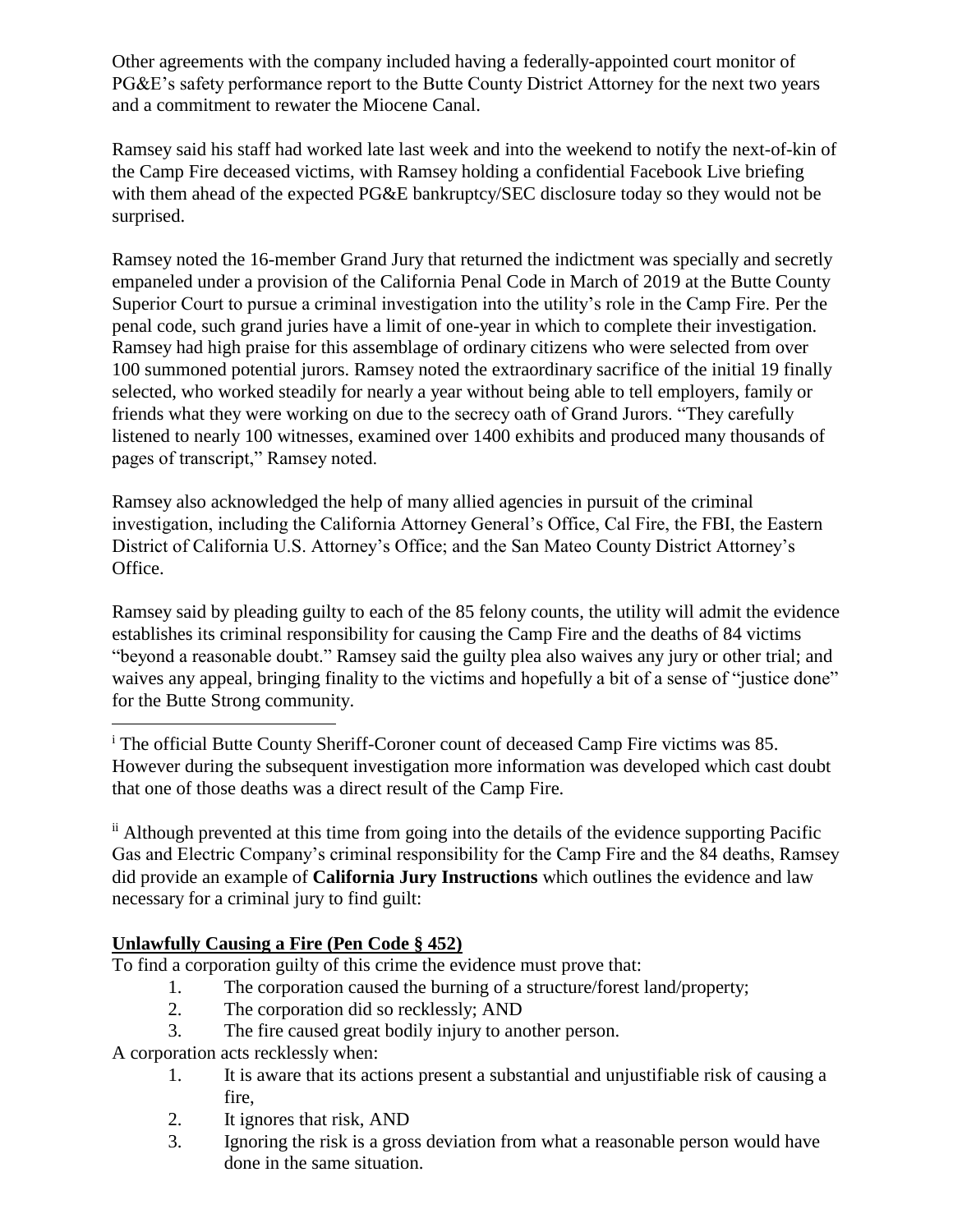Other agreements with the company included having a federally-appointed court monitor of PG&E's safety performance report to the Butte County District Attorney for the next two years and a commitment to rewater the Miocene Canal.

Ramsey said his staff had worked late last week and into the weekend to notify the next-of-kin of the Camp Fire deceased victims, with Ramsey holding a confidential Facebook Live briefing with them ahead of the expected PG&E bankruptcy/SEC disclosure today so they would not be surprised.

Ramsey noted the 16-member Grand Jury that returned the indictment was specially and secretly empaneled under a provision of the California Penal Code in March of 2019 at the Butte County Superior Court to pursue a criminal investigation into the utility's role in the Camp Fire. Per the penal code, such grand juries have a limit of one-year in which to complete their investigation. Ramsey had high praise for this assemblage of ordinary citizens who were selected from over 100 summoned potential jurors. Ramsey noted the extraordinary sacrifice of the initial 19 finally selected, who worked steadily for nearly a year without being able to tell employers, family or friends what they were working on due to the secrecy oath of Grand Jurors. "They carefully listened to nearly 100 witnesses, examined over 1400 exhibits and produced many thousands of pages of transcript," Ramsey noted.

Ramsey also acknowledged the help of many allied agencies in pursuit of the criminal investigation, including the California Attorney General's Office, Cal Fire, the FBI, the Eastern District of California U.S. Attorney's Office; and the San Mateo County District Attorney's Office.

Ramsey said by pleading guilty to each of the 85 felony counts, the utility will admit the evidence establishes its criminal responsibility for causing the Camp Fire and the deaths of 84 victims "beyond a reasonable doubt." Ramsey said the guilty plea also waives any jury or other trial; and waives any appeal, bringing finality to the victims and hopefully a bit of a sense of "justice done" for the Butte Strong community.

---

[i] The official Butte County Sheriff-Coroner count of deceased Camp Fire victims was 85. However during the subsequent investigation more information was developed which cast doubt that one of those deaths was a direct result of the Camp Fire.

[ii] Although prevented at this time from going into the details of the evidence supporting Pacific Gas and Electric Company's criminal responsibility for the Camp Fire and the 84 deaths, Ramsey did provide an example of **California Jury Instructions** which outlines the evidence and law necessary for a criminal jury to find guilt:

**Unlawfully Causing a Fire (Pen Code § 452)**

To find a corporation guilty of this crime the evidence must prove that:

1. The corporation caused the burning of a structure/forest land/property;
2. The corporation did so recklessly; AND
3. The fire caused great bodily injury to another person.

A corporation acts recklessly when:

1. It is aware that its actions present a substantial and unjustifiable risk of causing a fire,
2. It ignores that risk, AND
3. Ignoring the risk is a gross deviation from what a reasonable person would have done in the same situation.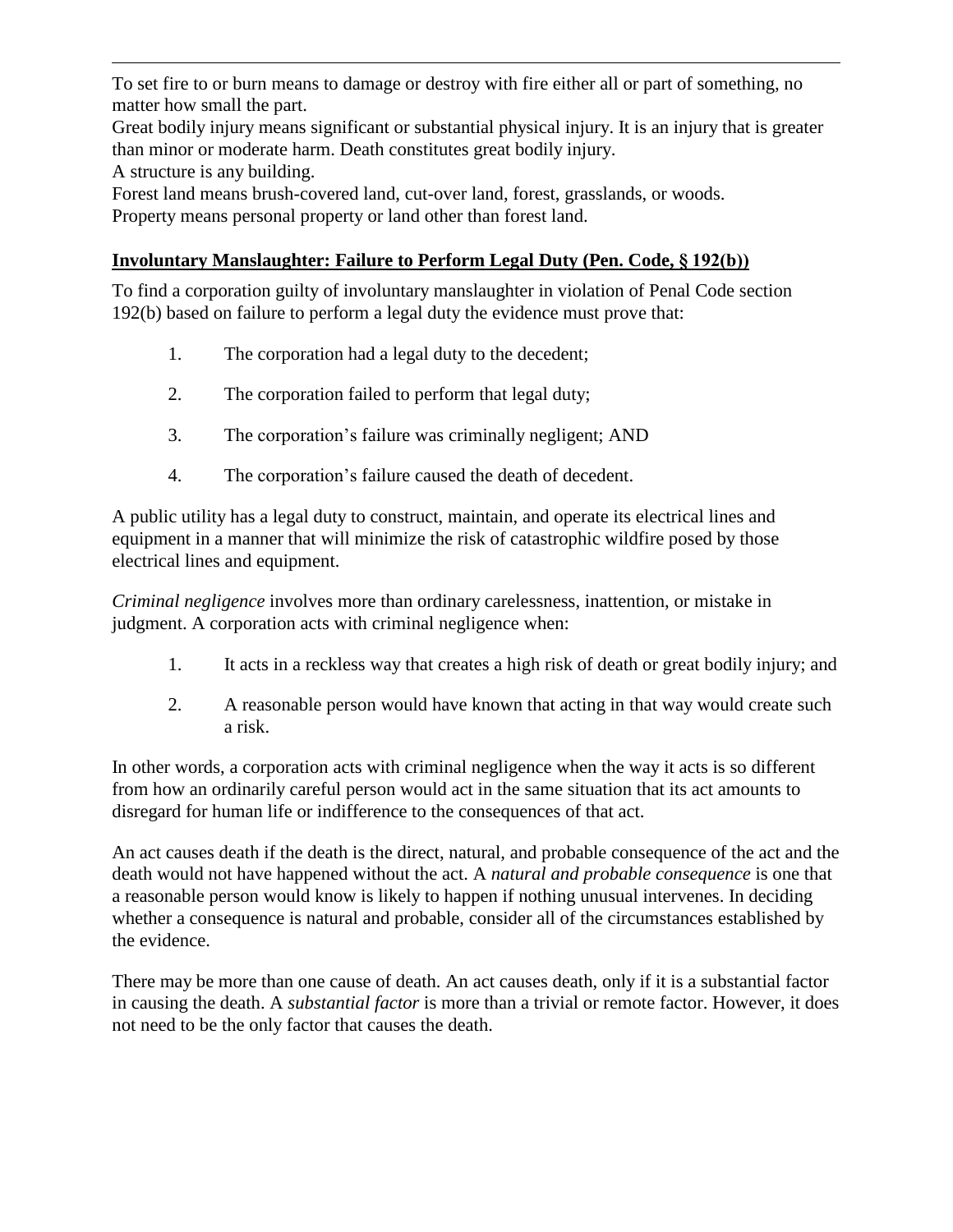To set fire to or burn means to damage or destroy with fire either all or part of something, no matter how small the part.
Great bodily injury means significant or substantial physical injury. It is an injury that is greater than minor or moderate harm. Death constitutes great bodily injury.
A structure is any building.
Forest land means brush-covered land, cut-over land, forest, grasslands, or woods.
Property means personal property or land other than forest land.

**Involuntary Manslaughter: Failure to Perform Legal Duty (Pen. Code, § 192(b))**

To find a corporation guilty of involuntary manslaughter in violation of Penal Code section 192(b) based on failure to perform a legal duty the evidence must prove that:

1. The corporation had a legal duty to the decedent;
2. The corporation failed to perform that legal duty;
3. The corporation's failure was criminally negligent; AND
4. The corporation's failure caused the death of decedent.

A public utility has a legal duty to construct, maintain, and operate its electrical lines and equipment in a manner that will minimize the risk of catastrophic wildfire posed by those electrical lines and equipment.

*Criminal negligence* involves more than ordinary carelessness, inattention, or mistake in judgment. A corporation acts with criminal negligence when:

1. It acts in a reckless way that creates a high risk of death or great bodily injury; and
2. A reasonable person would have known that acting in that way would create such a risk.

In other words, a corporation acts with criminal negligence when the way it acts is so different from how an ordinarily careful person would act in the same situation that its act amounts to disregard for human life or indifference to the consequences of that act.

An act causes death if the death is the direct, natural, and probable consequence of the act and the death would not have happened without the act. A *natural and probable consequence* is one that a reasonable person would know is likely to happen if nothing unusual intervenes. In deciding whether a consequence is natural and probable, consider all of the circumstances established by the evidence.

There may be more than one cause of death. An act causes death, only if it is a substantial factor in causing the death. A *substantial factor* is more than a trivial or remote factor. However, it does not need to be the only factor that causes the death.